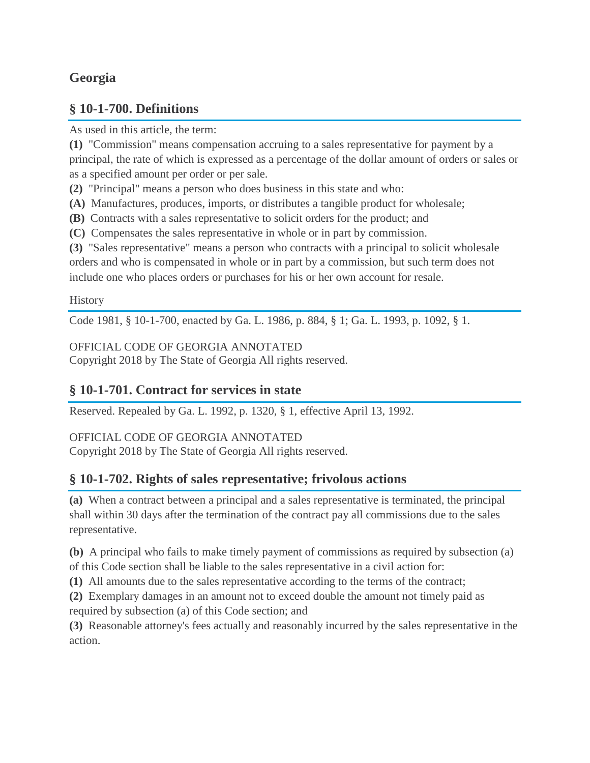# Georgia

## § 10-1-700. Definitions

As used in this article, the term:

**(1)** "Commission" means compensation accruing to a sales representative for payment by a principal, the rate of which is expressed as a percentage of the dollar amount of orders or sales or as a specified amount per order or per sale.

**(2)** "Principal" means a person who does business in this state and who:

**(A)** Manufactures, produces, imports, or distributes a tangible product for wholesale;

**(B)** Contracts with a sales representative to solicit orders for the product; and

**(C)** Compensates the sales representative in whole or in part by commission.

**(3)** "Sales representative" means a person who contracts with a principal to solicit wholesale orders and who is compensated in whole or in part by a commission, but such term does not include one who places orders or purchases for his or her own account for resale.

History

Code 1981, § 10-1-700, enacted by Ga. L. 1986, p. 884, § 1; Ga. L. 1993, p. 1092, § 1.

OFFICIAL CODE OF GEORGIA ANNOTATED
Copyright 2018 by The State of Georgia All rights reserved.

## § 10-1-701. Contract for services in state

Reserved. Repealed by Ga. L. 1992, p. 1320, § 1, effective April 13, 1992.

OFFICIAL CODE OF GEORGIA ANNOTATED
Copyright 2018 by The State of Georgia All rights reserved.

## § 10-1-702. Rights of sales representative; frivolous actions

**(a)** When a contract between a principal and a sales representative is terminated, the principal shall within 30 days after the termination of the contract pay all commissions due to the sales representative.

**(b)** A principal who fails to make timely payment of commissions as required by subsection (a) of this Code section shall be liable to the sales representative in a civil action for:

**(1)** All amounts due to the sales representative according to the terms of the contract;

**(2)** Exemplary damages in an amount not to exceed double the amount not timely paid as required by subsection (a) of this Code section; and

**(3)** Reasonable attorney's fees actually and reasonably incurred by the sales representative in the action.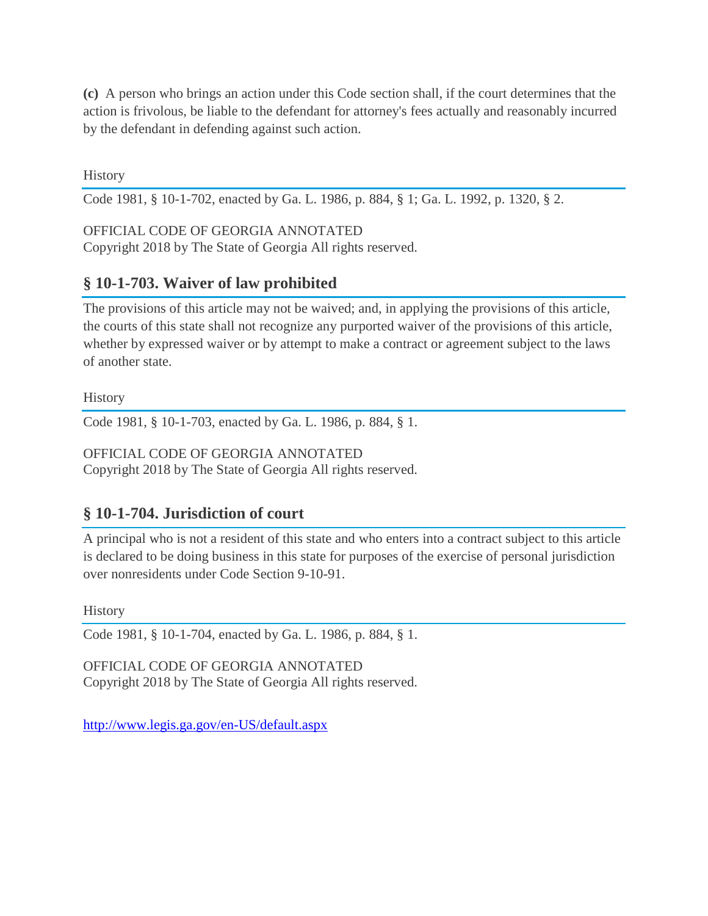**(c)** A person who brings an action under this Code section shall, if the court determines that the action is frivolous, be liable to the defendant for attorney's fees actually and reasonably incurred by the defendant in defending against such action.

History

Code 1981, § 10-1-702, enacted by Ga. L. 1986, p. 884, § 1; Ga. L. 1992, p. 1320, § 2.

OFFICIAL CODE OF GEORGIA ANNOTATED
Copyright 2018 by The State of Georgia All rights reserved.

## § 10-1-703. Waiver of law prohibited

The provisions of this article may not be waived; and, in applying the provisions of this article, the courts of this state shall not recognize any purported waiver of the provisions of this article, whether by expressed waiver or by attempt to make a contract or agreement subject to the laws of another state.

History

Code 1981, § 10-1-703, enacted by Ga. L. 1986, p. 884, § 1.

OFFICIAL CODE OF GEORGIA ANNOTATED
Copyright 2018 by The State of Georgia All rights reserved.

## § 10-1-704. Jurisdiction of court

A principal who is not a resident of this state and who enters into a contract subject to this article is declared to be doing business in this state for purposes of the exercise of personal jurisdiction over nonresidents under Code Section 9-10-91.

History

Code 1981, § 10-1-704, enacted by Ga. L. 1986, p. 884, § 1.

OFFICIAL CODE OF GEORGIA ANNOTATED
Copyright 2018 by The State of Georgia All rights reserved.

http://www.legis.ga.gov/en-US/default.aspx